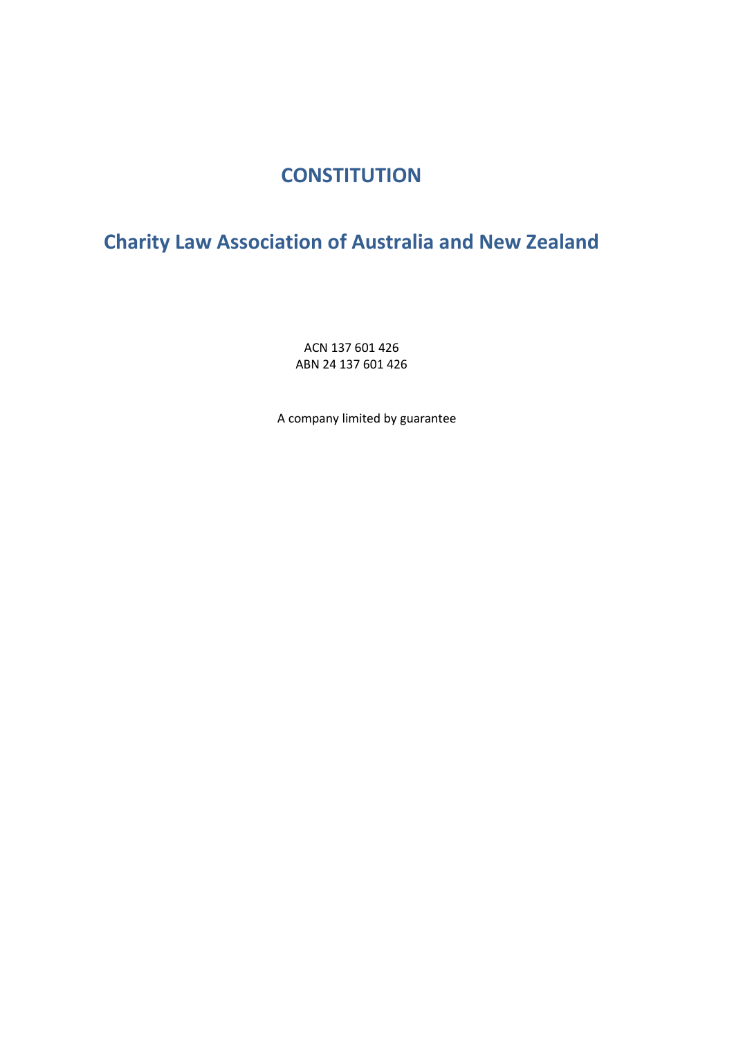# CONSTITUTION

## Charity Law Association of Australia and New Zealand

ACN 137 601 426
ABN 24 137 601 426

A company limited by guarantee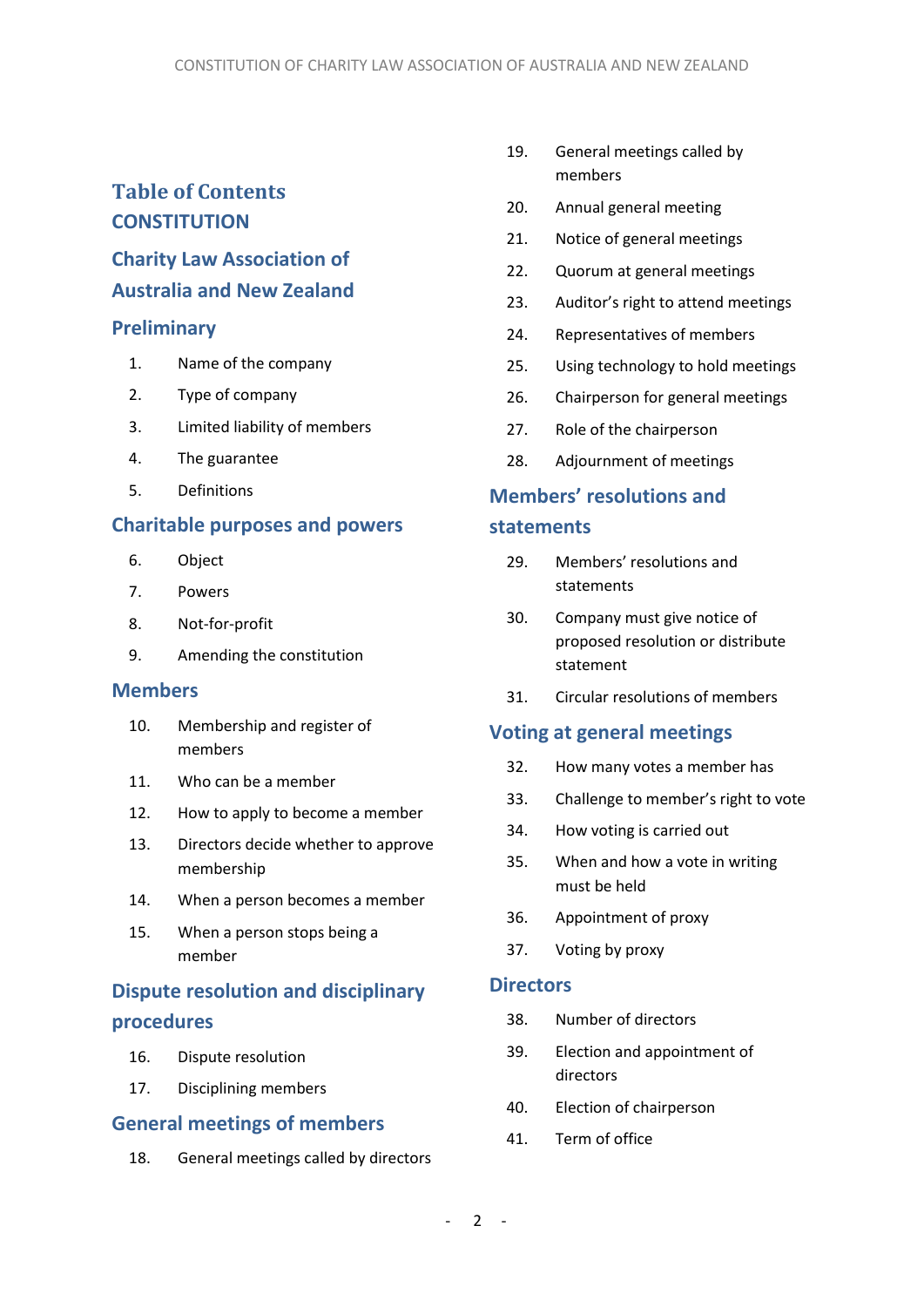# Table of Contents

# CONSTITUTION

## Charity Law Association of Australia and New Zealand

## Preliminary

1. Name of the company
2. Type of company
3. Limited liability of members
4. The guarantee
5. Definitions

## Charitable purposes and powers

6. Object
7. Powers
8. Not-for-profit
9. Amending the constitution

## Members

10. Membership and register of members
11. Who can be a member
12. How to apply to become a member
13. Directors decide whether to approve membership
14. When a person becomes a member
15. When a person stops being a member

## Dispute resolution and disciplinary procedures

16. Dispute resolution
17. Disciplining members

## General meetings of members

18. General meetings called by directors
19. General meetings called by members
20. Annual general meeting
21. Notice of general meetings
22. Quorum at general meetings
23. Auditor's right to attend meetings
24. Representatives of members
25. Using technology to hold meetings
26. Chairperson for general meetings
27. Role of the chairperson
28. Adjournment of meetings

## Members' resolutions and statements

29. Members' resolutions and statements
30. Company must give notice of proposed resolution or distribute statement
31. Circular resolutions of members

## Voting at general meetings

32. How many votes a member has
33. Challenge to member's right to vote
34. How voting is carried out
35. When and how a vote in writing must be held
36. Appointment of proxy
37. Voting by proxy

## Directors

38. Number of directors
39. Election and appointment of directors
40. Election of chairperson
41. Term of office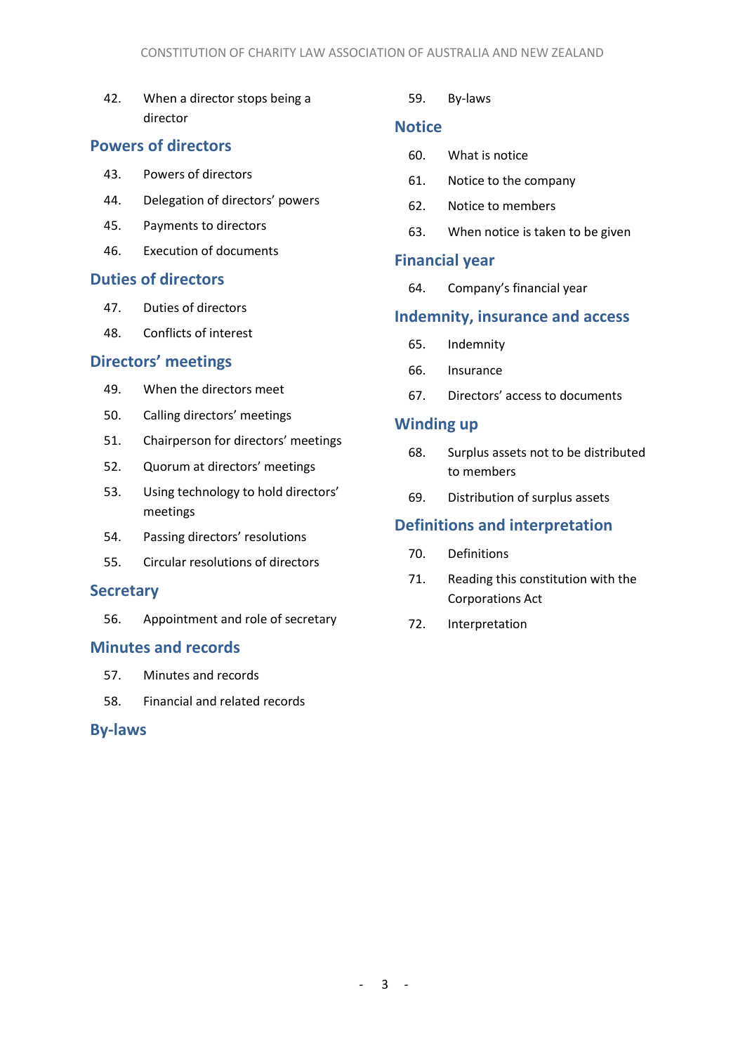42. When a director stops being a director

## Powers of directors

43. Powers of directors
44. Delegation of directors' powers
45. Payments to directors
46. Execution of documents

## Duties of directors

47. Duties of directors
48. Conflicts of interest

## Directors' meetings

49. When the directors meet
50. Calling directors' meetings
51. Chairperson for directors' meetings
52. Quorum at directors' meetings
53. Using technology to hold directors' meetings
54. Passing directors' resolutions
55. Circular resolutions of directors

## Secretary

56. Appointment and role of secretary

## Minutes and records

57. Minutes and records
58. Financial and related records

## By-laws

59. By-laws

## Notice

60. What is notice
61. Notice to the company
62. Notice to members
63. When notice is taken to be given

## Financial year

64. Company's financial year

## Indemnity, insurance and access

65. Indemnity
66. Insurance
67. Directors' access to documents

## Winding up

68. Surplus assets not to be distributed to members
69. Distribution of surplus assets

## Definitions and interpretation

70. Definitions
71. Reading this constitution with the Corporations Act
72. Interpretation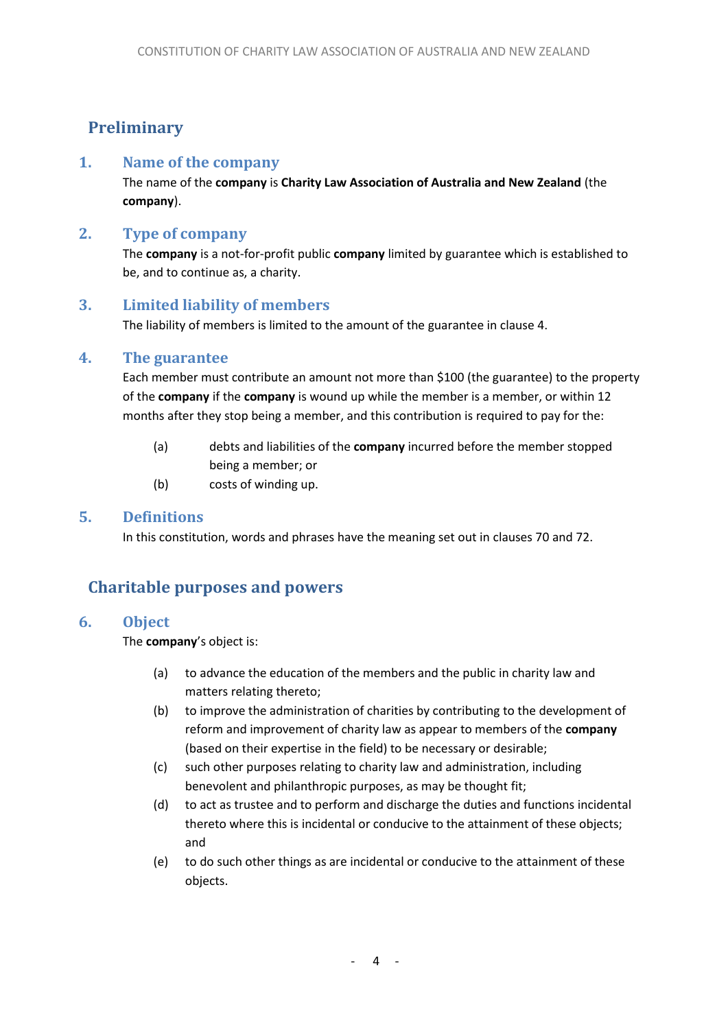## Preliminary

### 1. Name of the company

The name of the **company** is **Charity Law Association of Australia and New Zealand** (the **company**).

### 2. Type of company

The **company** is a not-for-profit public **company** limited by guarantee which is established to be, and to continue as, a charity.

### 3. Limited liability of members

The liability of members is limited to the amount of the guarantee in clause 4.

### 4. The guarantee

Each member must contribute an amount not more than $100 (the guarantee) to the property of the **company** if the **company** is wound up while the member is a member, or within 12 months after they stop being a member, and this contribution is required to pay for the:

- (a) debts and liabilities of the **company** incurred before the member stopped being a member; or
- (b) costs of winding up.

### 5. Definitions

In this constitution, words and phrases have the meaning set out in clauses 70 and 72.

## Charitable purposes and powers

### 6. Object

The **company**'s object is:

- (a) to advance the education of the members and the public in charity law and matters relating thereto;
- (b) to improve the administration of charities by contributing to the development of reform and improvement of charity law as appear to members of the **company** (based on their expertise in the field) to be necessary or desirable;
- (c) such other purposes relating to charity law and administration, including benevolent and philanthropic purposes, as may be thought fit;
- (d) to act as trustee and to perform and discharge the duties and functions incidental thereto where this is incidental or conducive to the attainment of these objects; and
- (e) to do such other things as are incidental or conducive to the attainment of these objects.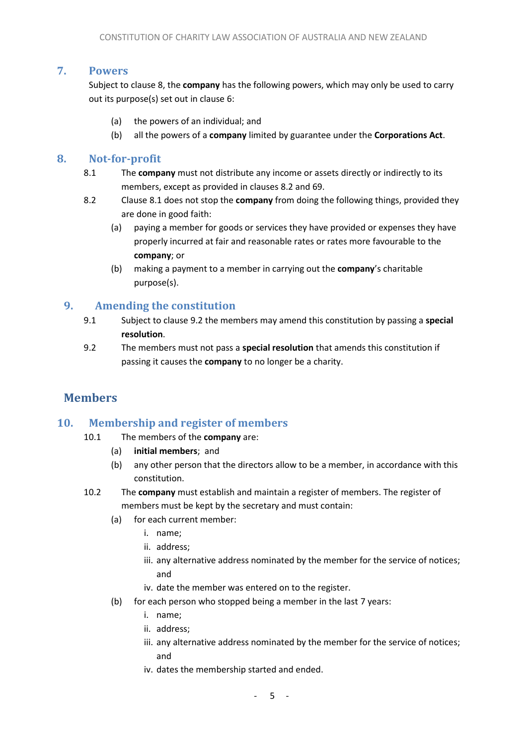## 7. Powers

Subject to clause 8, the **company** has the following powers, which may only be used to carry out its purpose(s) set out in clause 6:

(a) the powers of an individual; and

(b) all the powers of a **company** limited by guarantee under the **Corporations Act**.

## 8. Not-for-profit

8.1 The **company** must not distribute any income or assets directly or indirectly to its members, except as provided in clauses 8.2 and 69.

8.2 Clause 8.1 does not stop the **company** from doing the following things, provided they are done in good faith:

(a) paying a member for goods or services they have provided or expenses they have properly incurred at fair and reasonable rates or rates more favourable to the **company**; or

(b) making a payment to a member in carrying out the **company**'s charitable purpose(s).

## 9. Amending the constitution

9.1 Subject to clause 9.2 the members may amend this constitution by passing a **special resolution**.

9.2 The members must not pass a **special resolution** that amends this constitution if passing it causes the **company** to no longer be a charity.

# Members

## 10. Membership and register of members

10.1 The members of the **company** are:

(a) **initial members**; and

(b) any other person that the directors allow to be a member, in accordance with this constitution.

10.2 The **company** must establish and maintain a register of members. The register of members must be kept by the secretary and must contain:

(a) for each current member:

i. name;
ii. address;
iii. any alternative address nominated by the member for the service of notices; and
iv. date the member was entered on to the register.

(b) for each person who stopped being a member in the last 7 years:

i. name;
ii. address;
iii. any alternative address nominated by the member for the service of notices; and
iv. dates the membership started and ended.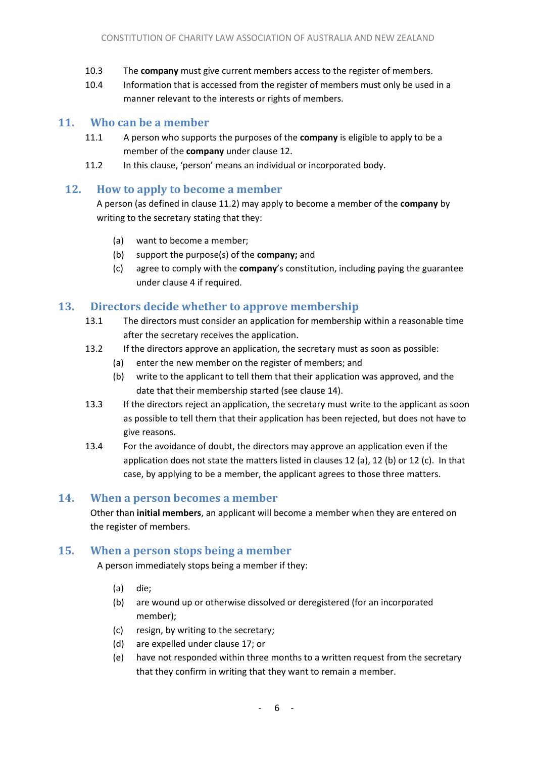10.3 The **company** must give current members access to the register of members.

10.4 Information that is accessed from the register of members must only be used in a manner relevant to the interests or rights of members.

## 11. Who can be a member

11.1 A person who supports the purposes of the **company** is eligible to apply to be a member of the **company** under clause 12.

11.2 In this clause, 'person' means an individual or incorporated body.

## 12. How to apply to become a member

A person (as defined in clause 11.2) may apply to become a member of the **company** by writing to the secretary stating that they:

(a) want to become a member;

(b) support the purpose(s) of the **company;** and

(c) agree to comply with the **company**'s constitution, including paying the guarantee under clause 4 if required.

## 13. Directors decide whether to approve membership

13.1 The directors must consider an application for membership within a reasonable time after the secretary receives the application.

13.2 If the directors approve an application, the secretary must as soon as possible:

(a) enter the new member on the register of members; and

(b) write to the applicant to tell them that their application was approved, and the date that their membership started (see clause 14).

13.3 If the directors reject an application, the secretary must write to the applicant as soon as possible to tell them that their application has been rejected, but does not have to give reasons.

13.4 For the avoidance of doubt, the directors may approve an application even if the application does not state the matters listed in clauses 12 (a), 12 (b) or 12 (c). In that case, by applying to be a member, the applicant agrees to those three matters.

## 14. When a person becomes a member

Other than **initial members**, an applicant will become a member when they are entered on the register of members.

## 15. When a person stops being a member

A person immediately stops being a member if they:

(a) die;

(b) are wound up or otherwise dissolved or deregistered (for an incorporated member);

(c) resign, by writing to the secretary;

(d) are expelled under clause 17; or

(e) have not responded within three months to a written request from the secretary that they confirm in writing that they want to remain a member.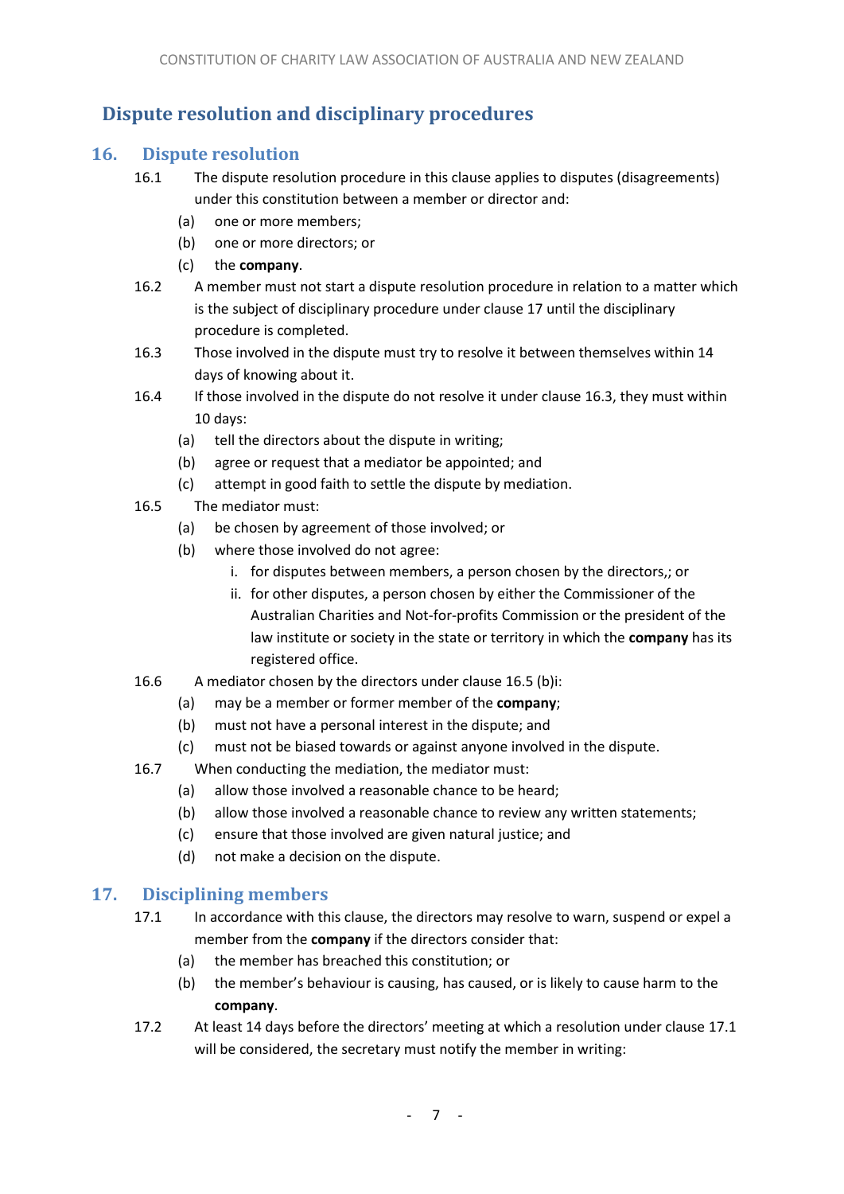# Dispute resolution and disciplinary procedures

## 16. Dispute resolution

16.1 The dispute resolution procedure in this clause applies to disputes (disagreements) under this constitution between a member or director and:

(a) one or more members;

(b) one or more directors; or

(c) the **company**.

16.2 A member must not start a dispute resolution procedure in relation to a matter which is the subject of disciplinary procedure under clause 17 until the disciplinary procedure is completed.

16.3 Those involved in the dispute must try to resolve it between themselves within 14 days of knowing about it.

16.4 If those involved in the dispute do not resolve it under clause 16.3, they must within 10 days:

(a) tell the directors about the dispute in writing;

(b) agree or request that a mediator be appointed; and

(c) attempt in good faith to settle the dispute by mediation.

16.5 The mediator must:

(a) be chosen by agreement of those involved; or

(b) where those involved do not agree:

i. for disputes between members, a person chosen by the directors,; or

ii. for other disputes, a person chosen by either the Commissioner of the Australian Charities and Not-for-profits Commission or the president of the law institute or society in the state or territory in which the **company** has its registered office.

16.6 A mediator chosen by the directors under clause 16.5 (b)i:

(a) may be a member or former member of the **company**;

(b) must not have a personal interest in the dispute; and

(c) must not be biased towards or against anyone involved in the dispute.

16.7 When conducting the mediation, the mediator must:

(a) allow those involved a reasonable chance to be heard;

(b) allow those involved a reasonable chance to review any written statements;

(c) ensure that those involved are given natural justice; and

(d) not make a decision on the dispute.

## 17. Disciplining members

17.1 In accordance with this clause, the directors may resolve to warn, suspend or expel a member from the **company** if the directors consider that:

(a) the member has breached this constitution; or

(b) the member's behaviour is causing, has caused, or is likely to cause harm to the **company**.

17.2 At least 14 days before the directors' meeting at which a resolution under clause 17.1 will be considered, the secretary must notify the member in writing: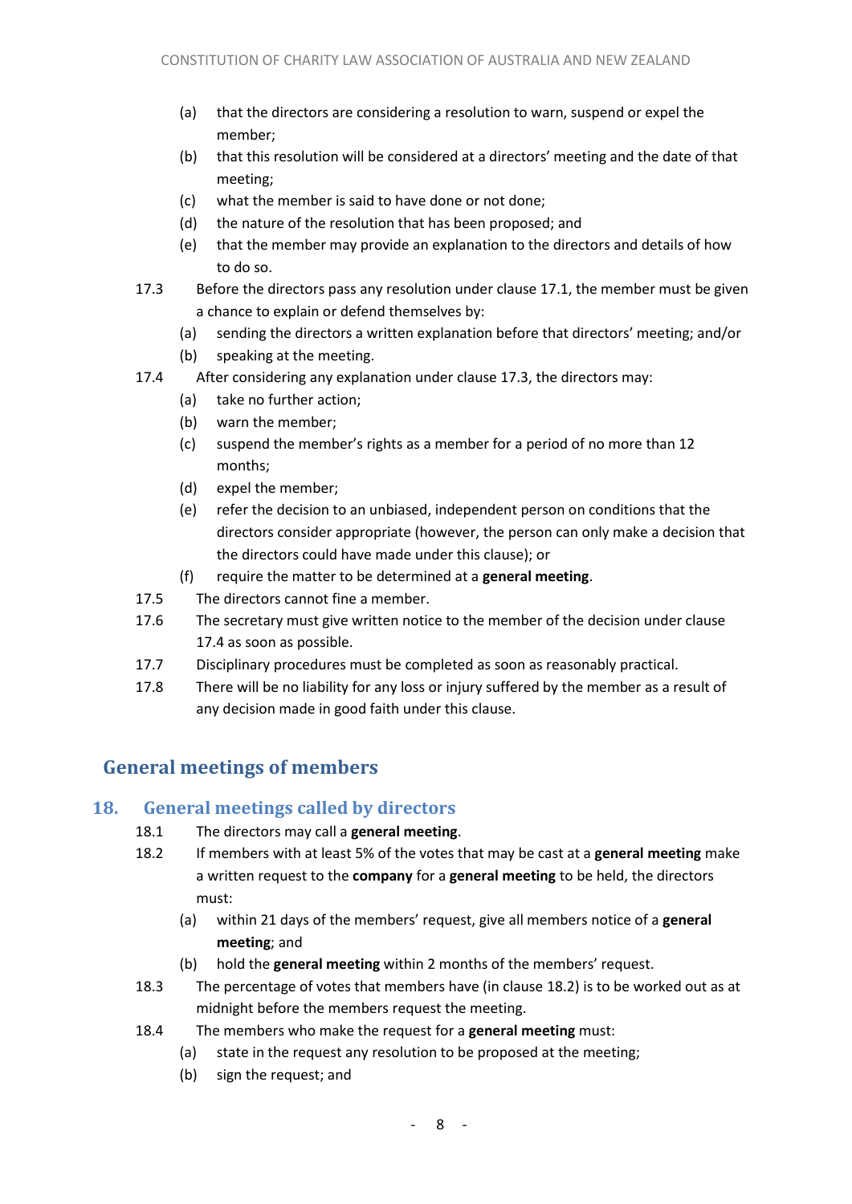(a) that the directors are considering a resolution to warn, suspend or expel the member;

(b) that this resolution will be considered at a directors' meeting and the date of that meeting;

(c) what the member is said to have done or not done;

(d) the nature of the resolution that has been proposed; and

(e) that the member may provide an explanation to the directors and details of how to do so.

17.3 Before the directors pass any resolution under clause 17.1, the member must be given a chance to explain or defend themselves by:

(a) sending the directors a written explanation before that directors' meeting; and/or

(b) speaking at the meeting.

17.4 After considering any explanation under clause 17.3, the directors may:

(a) take no further action;

(b) warn the member;

(c) suspend the member's rights as a member for a period of no more than 12 months;

(d) expel the member;

(e) refer the decision to an unbiased, independent person on conditions that the directors consider appropriate (however, the person can only make a decision that the directors could have made under this clause); or

(f) require the matter to be determined at a **general meeting**.

17.5 The directors cannot fine a member.

17.6 The secretary must give written notice to the member of the decision under clause 17.4 as soon as possible.

17.7 Disciplinary procedures must be completed as soon as reasonably practical.

17.8 There will be no liability for any loss or injury suffered by the member as a result of any decision made in good faith under this clause.

# General meetings of members

## 18. General meetings called by directors

18.1 The directors may call a **general meeting**.

18.2 If members with at least 5% of the votes that may be cast at a **general meeting** make a written request to the **company** for a **general meeting** to be held, the directors must:

(a) within 21 days of the members' request, give all members notice of a **general meeting**; and

(b) hold the **general meeting** within 2 months of the members' request.

18.3 The percentage of votes that members have (in clause 18.2) is to be worked out as at midnight before the members request the meeting.

18.4 The members who make the request for a **general meeting** must:

(a) state in the request any resolution to be proposed at the meeting;

(b) sign the request; and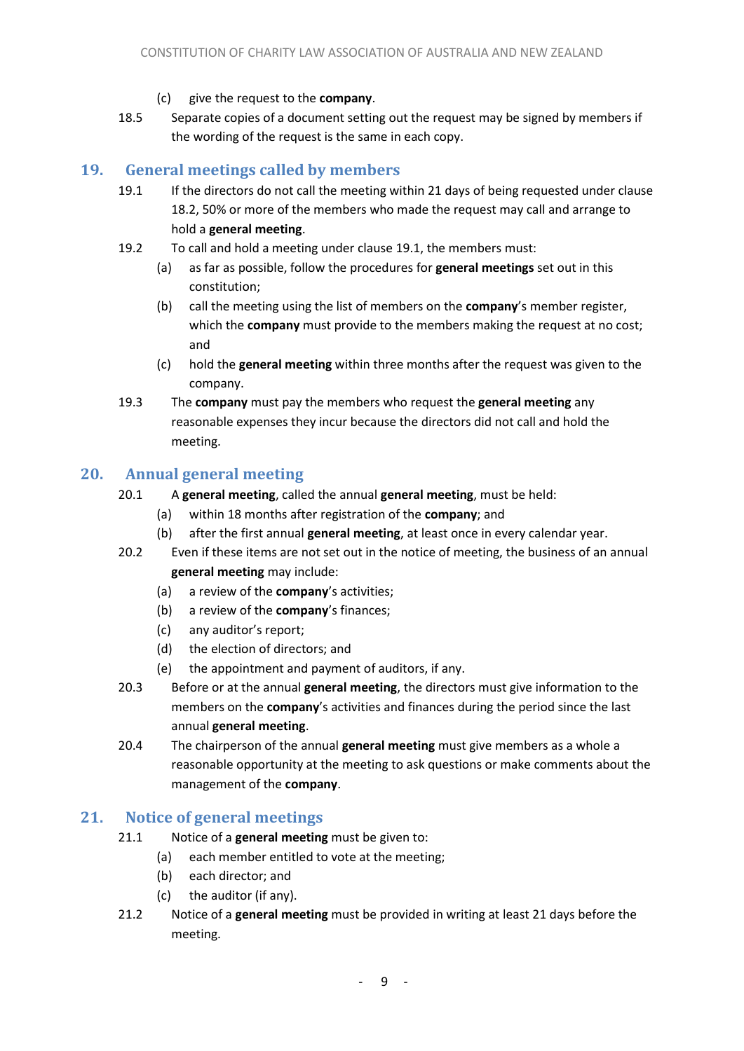(c) give the request to the **company**.

18.5 Separate copies of a document setting out the request may be signed by members if the wording of the request is the same in each copy.

## 19. General meetings called by members

19.1 If the directors do not call the meeting within 21 days of being requested under clause 18.2, 50% or more of the members who made the request may call and arrange to hold a **general meeting**.

19.2 To call and hold a meeting under clause 19.1, the members must:

(a) as far as possible, follow the procedures for **general meetings** set out in this constitution;

(b) call the meeting using the list of members on the **company**'s member register, which the **company** must provide to the members making the request at no cost; and

(c) hold the **general meeting** within three months after the request was given to the company.

19.3 The **company** must pay the members who request the **general meeting** any reasonable expenses they incur because the directors did not call and hold the meeting.

## 20. Annual general meeting

20.1 A **general meeting**, called the annual **general meeting**, must be held:

(a) within 18 months after registration of the **company**; and

(b) after the first annual **general meeting**, at least once in every calendar year.

20.2 Even if these items are not set out in the notice of meeting, the business of an annual **general meeting** may include:

(a) a review of the **company**'s activities;

(b) a review of the **company**'s finances;

(c) any auditor's report;

(d) the election of directors; and

(e) the appointment and payment of auditors, if any.

20.3 Before or at the annual **general meeting**, the directors must give information to the members on the **company**'s activities and finances during the period since the last annual **general meeting**.

20.4 The chairperson of the annual **general meeting** must give members as a whole a reasonable opportunity at the meeting to ask questions or make comments about the management of the **company**.

## 21. Notice of general meetings

21.1 Notice of a **general meeting** must be given to:

(a) each member entitled to vote at the meeting;

(b) each director; and

(c) the auditor (if any).

21.2 Notice of a **general meeting** must be provided in writing at least 21 days before the meeting.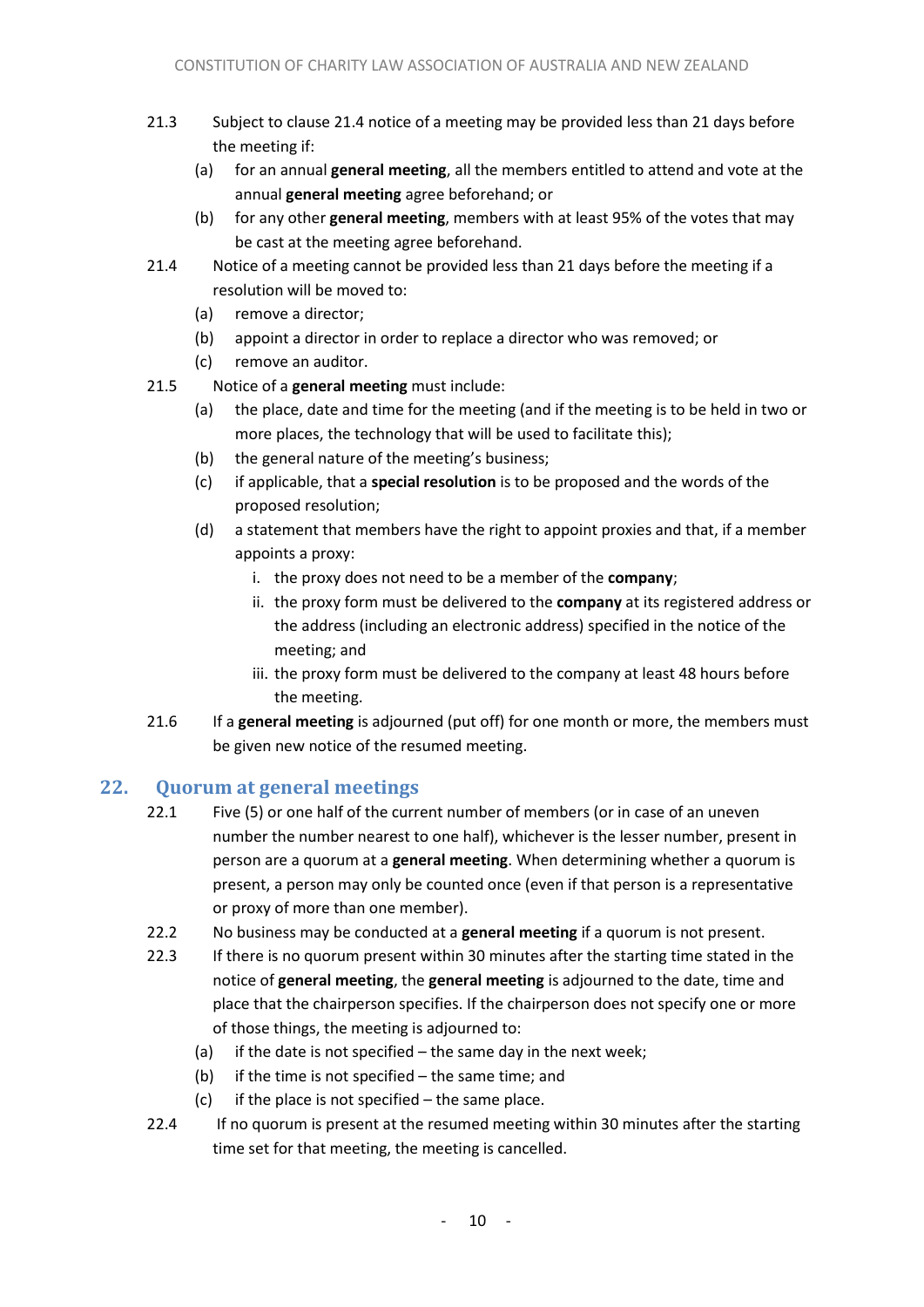21.3 Subject to clause 21.4 notice of a meeting may be provided less than 21 days before the meeting if:

(a) for an annual **general meeting**, all the members entitled to attend and vote at the annual **general meeting** agree beforehand; or

(b) for any other **general meeting**, members with at least 95% of the votes that may be cast at the meeting agree beforehand.

21.4 Notice of a meeting cannot be provided less than 21 days before the meeting if a resolution will be moved to:

(a) remove a director;

(b) appoint a director in order to replace a director who was removed; or

(c) remove an auditor.

21.5 Notice of a **general meeting** must include:

(a) the place, date and time for the meeting (and if the meeting is to be held in two or more places, the technology that will be used to facilitate this);

(b) the general nature of the meeting's business;

(c) if applicable, that a **special resolution** is to be proposed and the words of the proposed resolution;

(d) a statement that members have the right to appoint proxies and that, if a member appoints a proxy:

   i. the proxy does not need to be a member of the **company**;

   ii. the proxy form must be delivered to the **company** at its registered address or the address (including an electronic address) specified in the notice of the meeting; and

   iii. the proxy form must be delivered to the company at least 48 hours before the meeting.

21.6 If a **general meeting** is adjourned (put off) for one month or more, the members must be given new notice of the resumed meeting.

## 22. Quorum at general meetings

22.1 Five (5) or one half of the current number of members (or in case of an uneven number the number nearest to one half), whichever is the lesser number, present in person are a quorum at a **general meeting**. When determining whether a quorum is present, a person may only be counted once (even if that person is a representative or proxy of more than one member).

22.2 No business may be conducted at a **general meeting** if a quorum is not present.

22.3 If there is no quorum present within 30 minutes after the starting time stated in the notice of **general meeting**, the **general meeting** is adjourned to the date, time and place that the chairperson specifies. If the chairperson does not specify one or more of those things, the meeting is adjourned to:

(a) if the date is not specified – the same day in the next week;

(b) if the time is not specified – the same time; and

(c) if the place is not specified – the same place.

22.4 If no quorum is present at the resumed meeting within 30 minutes after the starting time set for that meeting, the meeting is cancelled.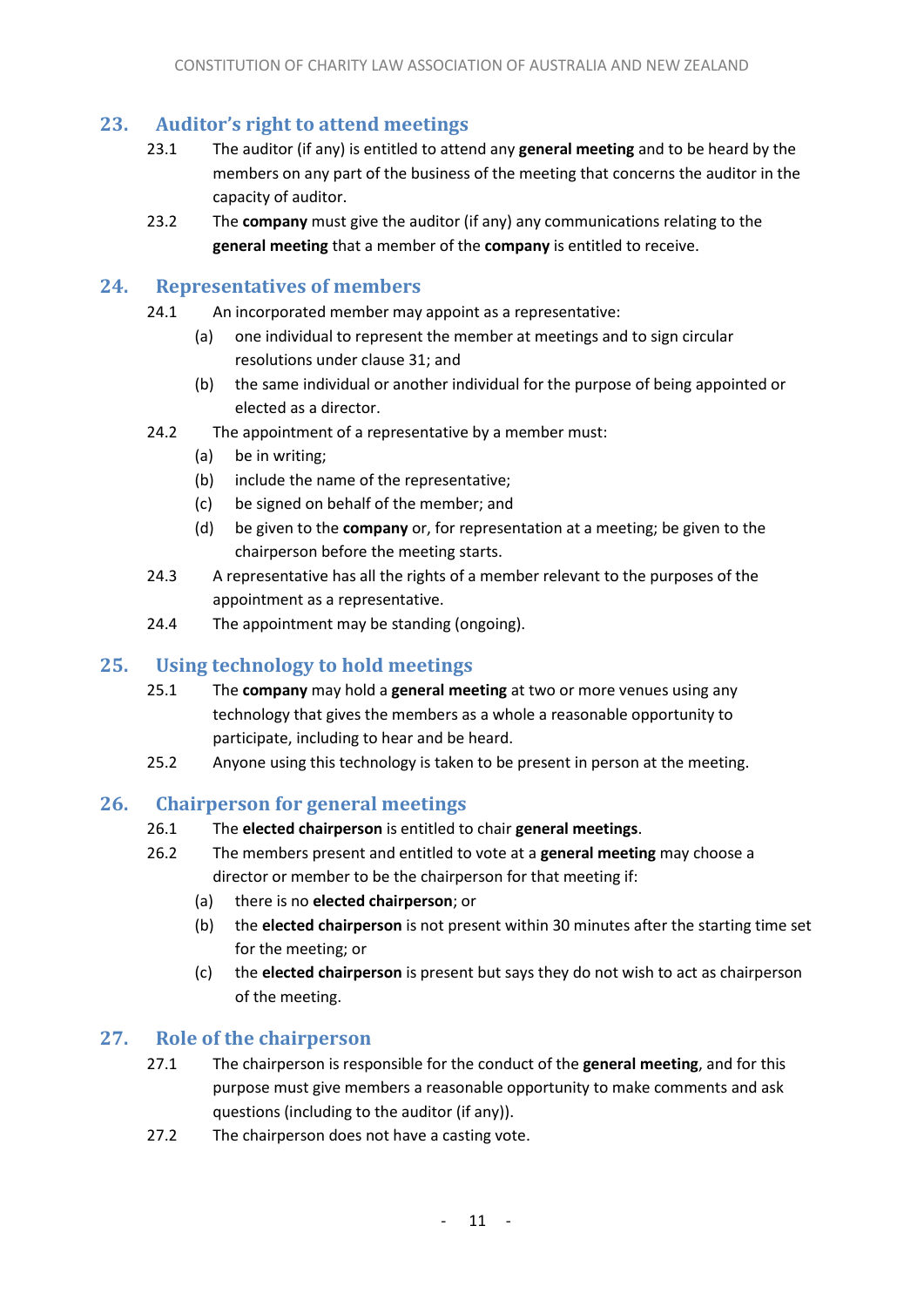## 23. Auditor's right to attend meetings

23.1 The auditor (if any) is entitled to attend any **general meeting** and to be heard by the members on any part of the business of the meeting that concerns the auditor in the capacity of auditor.

23.2 The **company** must give the auditor (if any) any communications relating to the **general meeting** that a member of the **company** is entitled to receive.

## 24. Representatives of members

24.1 An incorporated member may appoint as a representative:

(a) one individual to represent the member at meetings and to sign circular resolutions under clause 31; and

(b) the same individual or another individual for the purpose of being appointed or elected as a director.

24.2 The appointment of a representative by a member must:

(a) be in writing;

(b) include the name of the representative;

(c) be signed on behalf of the member; and

(d) be given to the **company** or, for representation at a meeting; be given to the chairperson before the meeting starts.

24.3 A representative has all the rights of a member relevant to the purposes of the appointment as a representative.

24.4 The appointment may be standing (ongoing).

## 25. Using technology to hold meetings

25.1 The **company** may hold a **general meeting** at two or more venues using any technology that gives the members as a whole a reasonable opportunity to participate, including to hear and be heard.

25.2 Anyone using this technology is taken to be present in person at the meeting.

## 26. Chairperson for general meetings

26.1 The **elected chairperson** is entitled to chair **general meetings**.

26.2 The members present and entitled to vote at a **general meeting** may choose a director or member to be the chairperson for that meeting if:

(a) there is no **elected chairperson**; or

(b) the **elected chairperson** is not present within 30 minutes after the starting time set for the meeting; or

(c) the **elected chairperson** is present but says they do not wish to act as chairperson of the meeting.

## 27. Role of the chairperson

27.1 The chairperson is responsible for the conduct of the **general meeting**, and for this purpose must give members a reasonable opportunity to make comments and ask questions (including to the auditor (if any)).

27.2 The chairperson does not have a casting vote.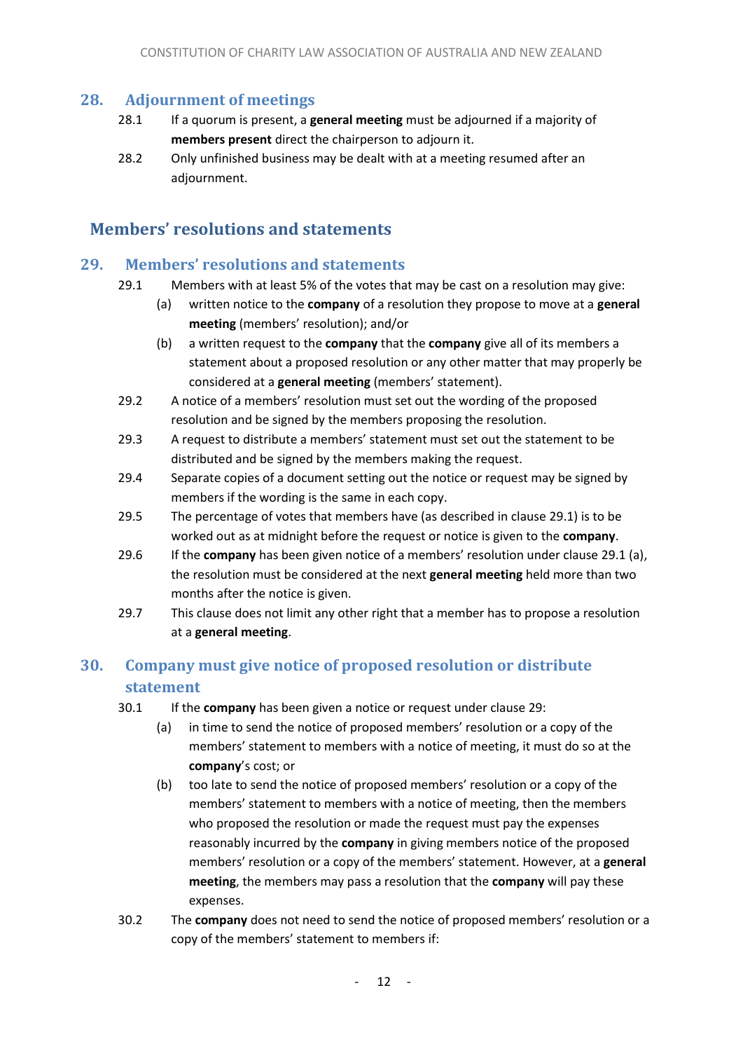## 28. Adjournment of meetings

28.1 If a quorum is present, a **general meeting** must be adjourned if a majority of **members present** direct the chairperson to adjourn it.

28.2 Only unfinished business may be dealt with at a meeting resumed after an adjournment.

# Members' resolutions and statements

## 29. Members' resolutions and statements

29.1 Members with at least 5% of the votes that may be cast on a resolution may give:

(a) written notice to the **company** of a resolution they propose to move at a **general meeting** (members' resolution); and/or

(b) a written request to the **company** that the **company** give all of its members a statement about a proposed resolution or any other matter that may properly be considered at a **general meeting** (members' statement).

29.2 A notice of a members' resolution must set out the wording of the proposed resolution and be signed by the members proposing the resolution.

29.3 A request to distribute a members' statement must set out the statement to be distributed and be signed by the members making the request.

29.4 Separate copies of a document setting out the notice or request may be signed by members if the wording is the same in each copy.

29.5 The percentage of votes that members have (as described in clause 29.1) is to be worked out as at midnight before the request or notice is given to the **company**.

29.6 If the **company** has been given notice of a members' resolution under clause 29.1 (a), the resolution must be considered at the next **general meeting** held more than two months after the notice is given.

29.7 This clause does not limit any other right that a member has to propose a resolution at a **general meeting**.

## 30. Company must give notice of proposed resolution or distribute statement

30.1 If the **company** has been given a notice or request under clause 29:

(a) in time to send the notice of proposed members' resolution or a copy of the members' statement to members with a notice of meeting, it must do so at the **company**'s cost; or

(b) too late to send the notice of proposed members' resolution or a copy of the members' statement to members with a notice of meeting, then the members who proposed the resolution or made the request must pay the expenses reasonably incurred by the **company** in giving members notice of the proposed members' resolution or a copy of the members' statement. However, at a **general meeting**, the members may pass a resolution that the **company** will pay these expenses.

30.2 The **company** does not need to send the notice of proposed members' resolution or a copy of the members' statement to members if: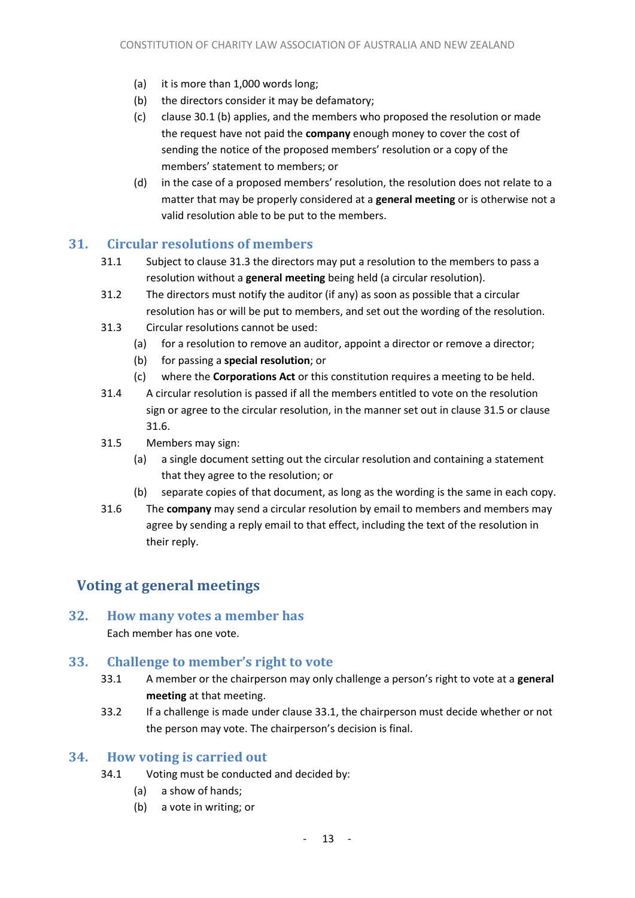(a) it is more than 1,000 words long;

(b) the directors consider it may be defamatory;

(c) clause 30.1 (b) applies, and the members who proposed the resolution or made the request have not paid the **company** enough money to cover the cost of sending the notice of the proposed members' resolution or a copy of the members' statement to members; or

(d) in the case of a proposed members' resolution, the resolution does not relate to a matter that may be properly considered at a **general meeting** or is otherwise not a valid resolution able to be put to the members.

## 31. Circular resolutions of members

31.1 Subject to clause 31.3 the directors may put a resolution to the members to pass a resolution without a **general meeting** being held (a circular resolution).

31.2 The directors must notify the auditor (if any) as soon as possible that a circular resolution has or will be put to members, and set out the wording of the resolution.

31.3 Circular resolutions cannot be used:

(a) for a resolution to remove an auditor, appoint a director or remove a director;

(b) for passing a **special resolution**; or

(c) where the **Corporations Act** or this constitution requires a meeting to be held.

31.4 A circular resolution is passed if all the members entitled to vote on the resolution sign or agree to the circular resolution, in the manner set out in clause 31.5 or clause 31.6.

31.5 Members may sign:

(a) a single document setting out the circular resolution and containing a statement that they agree to the resolution; or

(b) separate copies of that document, as long as the wording is the same in each copy.

31.6 The **company** may send a circular resolution by email to members and members may agree by sending a reply email to that effect, including the text of the resolution in their reply.

# Voting at general meetings

## 32. How many votes a member has

Each member has one vote.

## 33. Challenge to member's right to vote

33.1 A member or the chairperson may only challenge a person's right to vote at a **general meeting** at that meeting.

33.2 If a challenge is made under clause 33.1, the chairperson must decide whether or not the person may vote. The chairperson's decision is final.

## 34. How voting is carried out

34.1 Voting must be conducted and decided by:

(a) a show of hands;

(b) a vote in writing; or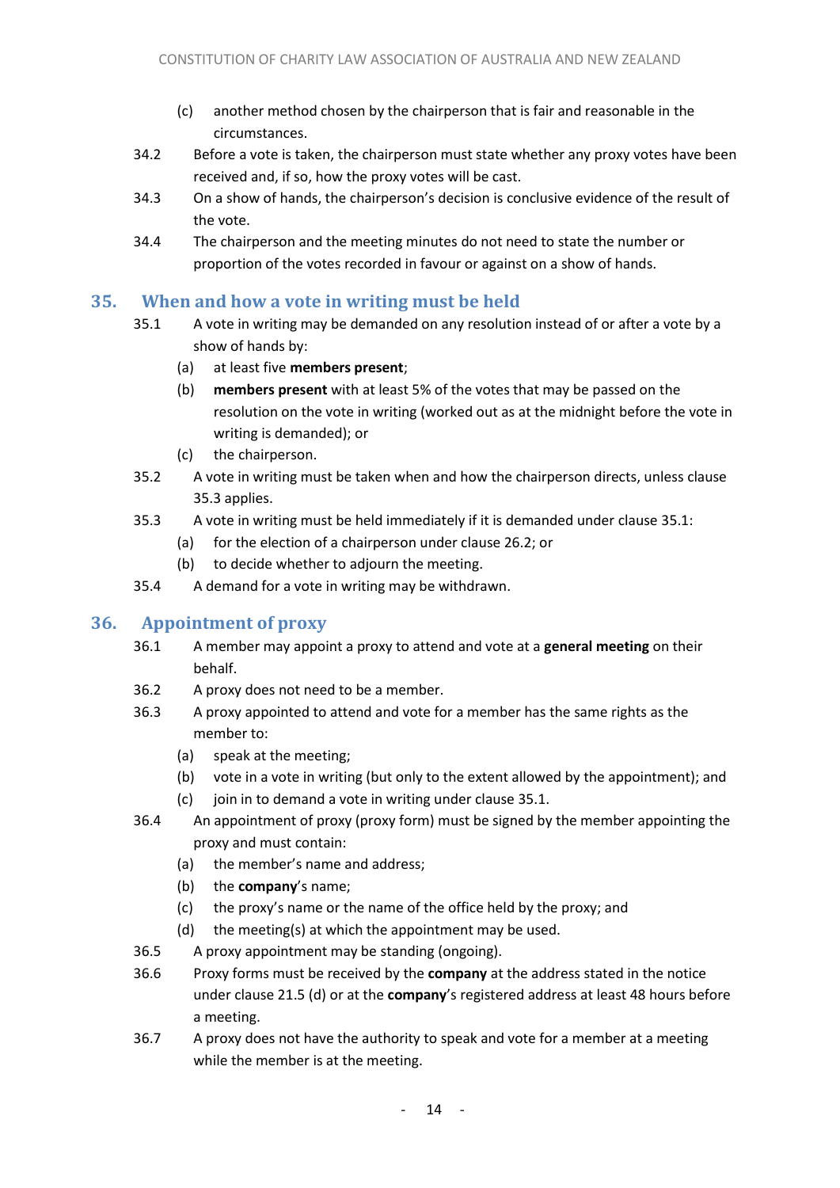(c) another method chosen by the chairperson that is fair and reasonable in the circumstances.

34.2 Before a vote is taken, the chairperson must state whether any proxy votes have been received and, if so, how the proxy votes will be cast.

34.3 On a show of hands, the chairperson's decision is conclusive evidence of the result of the vote.

34.4 The chairperson and the meeting minutes do not need to state the number or proportion of the votes recorded in favour or against on a show of hands.

## 35. When and how a vote in writing must be held

35.1 A vote in writing may be demanded on any resolution instead of or after a vote by a show of hands by:

(a) at least five **members present**;

(b) **members present** with at least 5% of the votes that may be passed on the resolution on the vote in writing (worked out as at the midnight before the vote in writing is demanded); or

(c) the chairperson.

35.2 A vote in writing must be taken when and how the chairperson directs, unless clause 35.3 applies.

35.3 A vote in writing must be held immediately if it is demanded under clause 35.1:

(a) for the election of a chairperson under clause 26.2; or

(b) to decide whether to adjourn the meeting.

35.4 A demand for a vote in writing may be withdrawn.

## 36. Appointment of proxy

36.1 A member may appoint a proxy to attend and vote at a **general meeting** on their behalf.

36.2 A proxy does not need to be a member.

36.3 A proxy appointed to attend and vote for a member has the same rights as the member to:

(a) speak at the meeting;

(b) vote in a vote in writing (but only to the extent allowed by the appointment); and

(c) join in to demand a vote in writing under clause 35.1.

36.4 An appointment of proxy (proxy form) must be signed by the member appointing the proxy and must contain:

(a) the member's name and address;

(b) the **company**'s name;

(c) the proxy's name or the name of the office held by the proxy; and

(d) the meeting(s) at which the appointment may be used.

36.5 A proxy appointment may be standing (ongoing).

36.6 Proxy forms must be received by the **company** at the address stated in the notice under clause 21.5 (d) or at the **company**'s registered address at least 48 hours before a meeting.

36.7 A proxy does not have the authority to speak and vote for a member at a meeting while the member is at the meeting.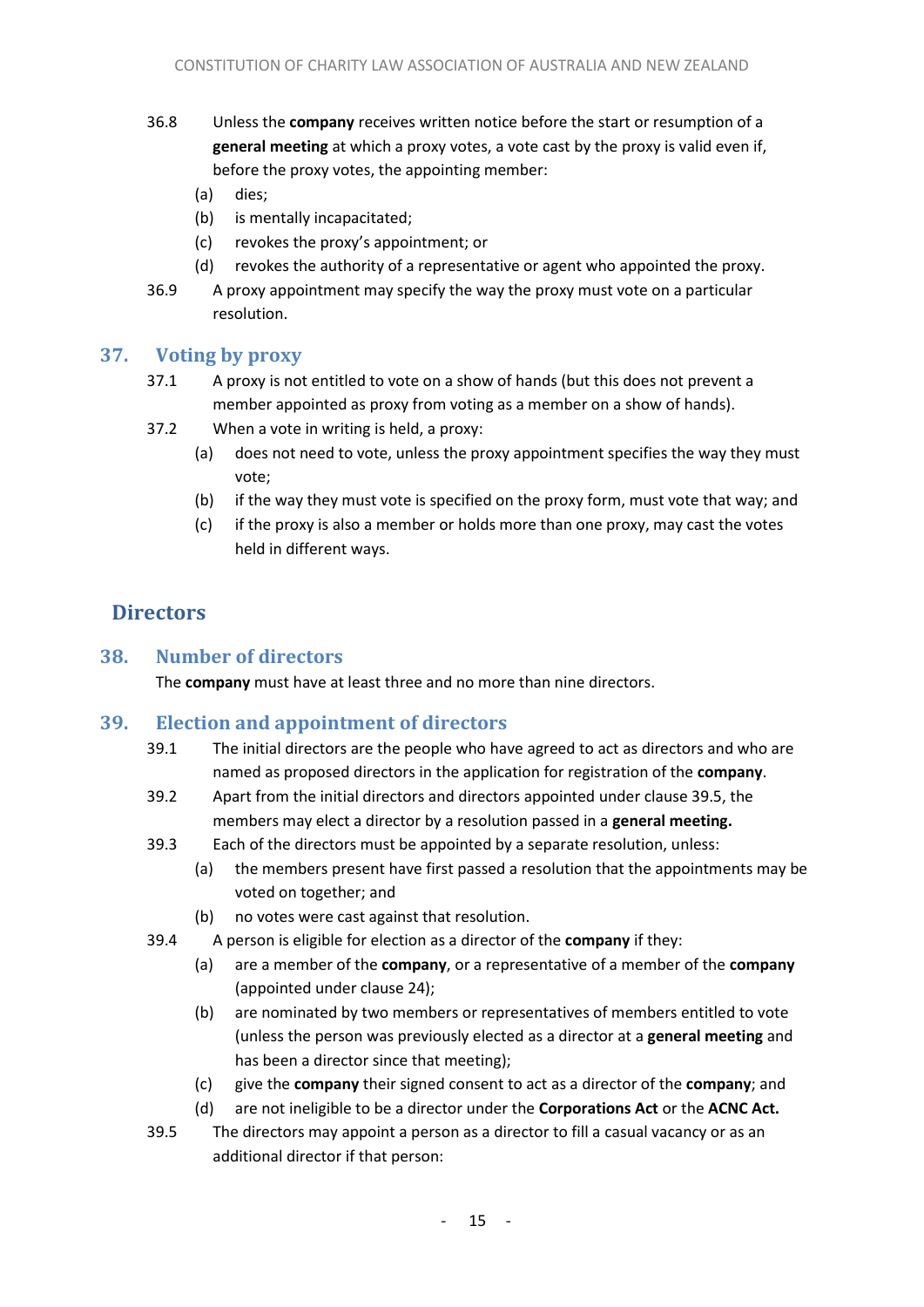36.8 Unless the **company** receives written notice before the start or resumption of a **general meeting** at which a proxy votes, a vote cast by the proxy is valid even if, before the proxy votes, the appointing member:

(a) dies;

(b) is mentally incapacitated;

(c) revokes the proxy's appointment; or

(d) revokes the authority of a representative or agent who appointed the proxy.

36.9 A proxy appointment may specify the way the proxy must vote on a particular resolution.

## 37. Voting by proxy

37.1 A proxy is not entitled to vote on a show of hands (but this does not prevent a member appointed as proxy from voting as a member on a show of hands).

37.2 When a vote in writing is held, a proxy:

(a) does not need to vote, unless the proxy appointment specifies the way they must vote;

(b) if the way they must vote is specified on the proxy form, must vote that way; and

(c) if the proxy is also a member or holds more than one proxy, may cast the votes held in different ways.

# Directors

## 38. Number of directors

The **company** must have at least three and no more than nine directors.

## 39. Election and appointment of directors

39.1 The initial directors are the people who have agreed to act as directors and who are named as proposed directors in the application for registration of the **company**.

39.2 Apart from the initial directors and directors appointed under clause 39.5, the members may elect a director by a resolution passed in a **general meeting.**

39.3 Each of the directors must be appointed by a separate resolution, unless:

(a) the members present have first passed a resolution that the appointments may be voted on together; and

(b) no votes were cast against that resolution.

39.4 A person is eligible for election as a director of the **company** if they:

(a) are a member of the **company**, or a representative of a member of the **company** (appointed under clause 24);

(b) are nominated by two members or representatives of members entitled to vote (unless the person was previously elected as a director at a **general meeting** and has been a director since that meeting);

(c) give the **company** their signed consent to act as a director of the **company**; and

(d) are not ineligible to be a director under the **Corporations Act** or the **ACNC Act.**

39.5 The directors may appoint a person as a director to fill a casual vacancy or as an additional director if that person: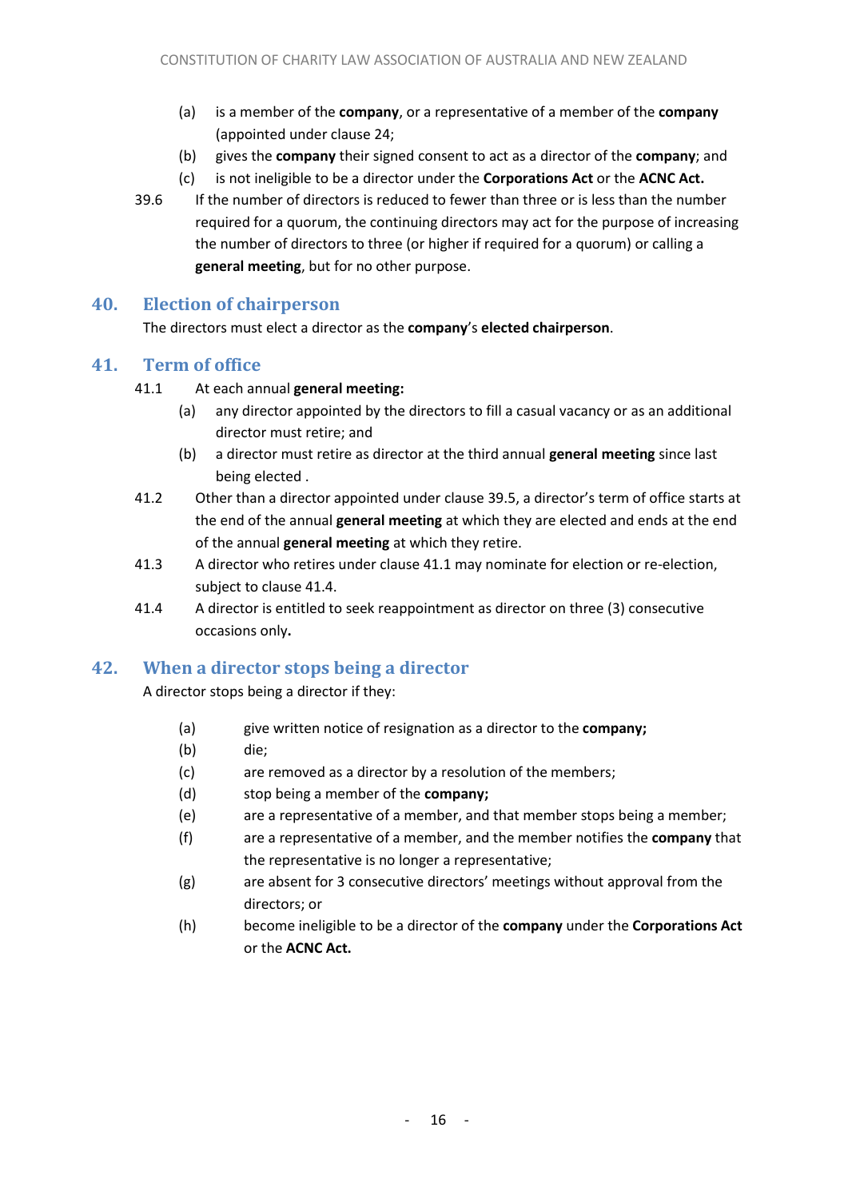(a) is a member of the **company**, or a representative of a member of the **company** (appointed under clause 24;

(b) gives the **company** their signed consent to act as a director of the **company**; and

(c) is not ineligible to be a director under the **Corporations Act** or the **ACNC Act.**

39.6 If the number of directors is reduced to fewer than three or is less than the number required for a quorum, the continuing directors may act for the purpose of increasing the number of directors to three (or higher if required for a quorum) or calling a **general meeting**, but for no other purpose.

## 40. Election of chairperson

The directors must elect a director as the **company**'s **elected chairperson**.

## 41. Term of office

41.1 At each annual **general meeting:**

(a) any director appointed by the directors to fill a casual vacancy or as an additional director must retire; and

(b) a director must retire as director at the third annual **general meeting** since last being elected .

41.2 Other than a director appointed under clause 39.5, a director's term of office starts at the end of the annual **general meeting** at which they are elected and ends at the end of the annual **general meeting** at which they retire.

41.3 A director who retires under clause 41.1 may nominate for election or re-election, subject to clause 41.4.

41.4 A director is entitled to seek reappointment as director on three (3) consecutive occasions only**.**

## 42. When a director stops being a director

A director stops being a director if they:

(a) give written notice of resignation as a director to the **company;**

(b) die;

(c) are removed as a director by a resolution of the members;

(d) stop being a member of the **company;**

(e) are a representative of a member, and that member stops being a member;

(f) are a representative of a member, and the member notifies the **company** that the representative is no longer a representative;

(g) are absent for 3 consecutive directors' meetings without approval from the directors; or

(h) become ineligible to be a director of the **company** under the **Corporations Act** or the **ACNC Act.**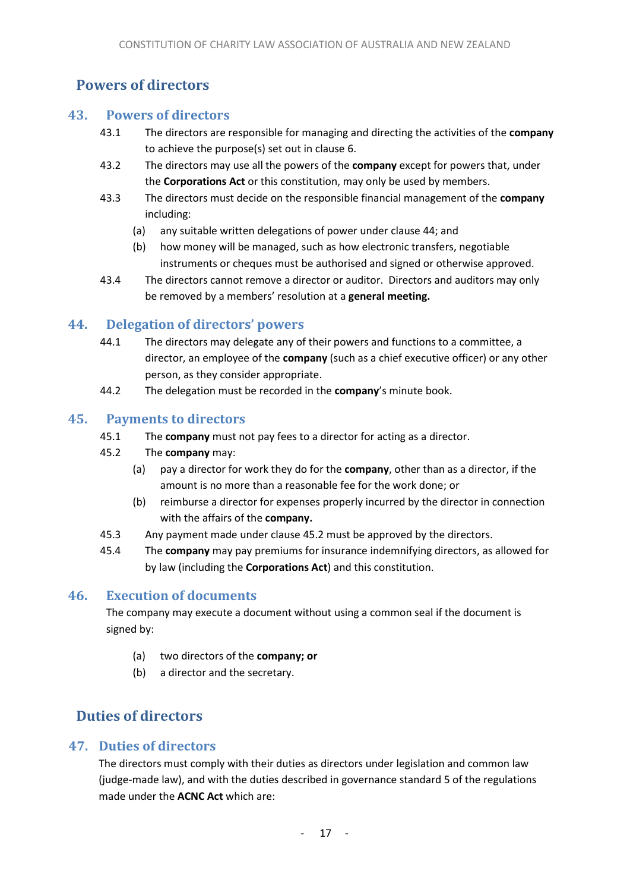## Powers of directors

### 43. Powers of directors

43.1 The directors are responsible for managing and directing the activities of the **company** to achieve the purpose(s) set out in clause 6.

43.2 The directors may use all the powers of the **company** except for powers that, under the **Corporations Act** or this constitution, may only be used by members.

43.3 The directors must decide on the responsible financial management of the **company** including:

(a) any suitable written delegations of power under clause 44; and

(b) how money will be managed, such as how electronic transfers, negotiable instruments or cheques must be authorised and signed or otherwise approved.

43.4 The directors cannot remove a director or auditor. Directors and auditors may only be removed by a members' resolution at a **general meeting.**

### 44. Delegation of directors' powers

44.1 The directors may delegate any of their powers and functions to a committee, a director, an employee of the **company** (such as a chief executive officer) or any other person, as they consider appropriate.

44.2 The delegation must be recorded in the **company**'s minute book.

### 45. Payments to directors

45.1 The **company** must not pay fees to a director for acting as a director.

45.2 The **company** may:

(a) pay a director for work they do for the **company**, other than as a director, if the amount is no more than a reasonable fee for the work done; or

(b) reimburse a director for expenses properly incurred by the director in connection with the affairs of the **company.**

45.3 Any payment made under clause 45.2 must be approved by the directors.

45.4 The **company** may pay premiums for insurance indemnifying directors, as allowed for by law (including the **Corporations Act**) and this constitution.

### 46. Execution of documents

The company may execute a document without using a common seal if the document is signed by:

(a) two directors of the **company; or**

(b) a director and the secretary.

## Duties of directors

### 47. Duties of directors

The directors must comply with their duties as directors under legislation and common law (judge-made law), and with the duties described in governance standard 5 of the regulations made under the **ACNC Act** which are: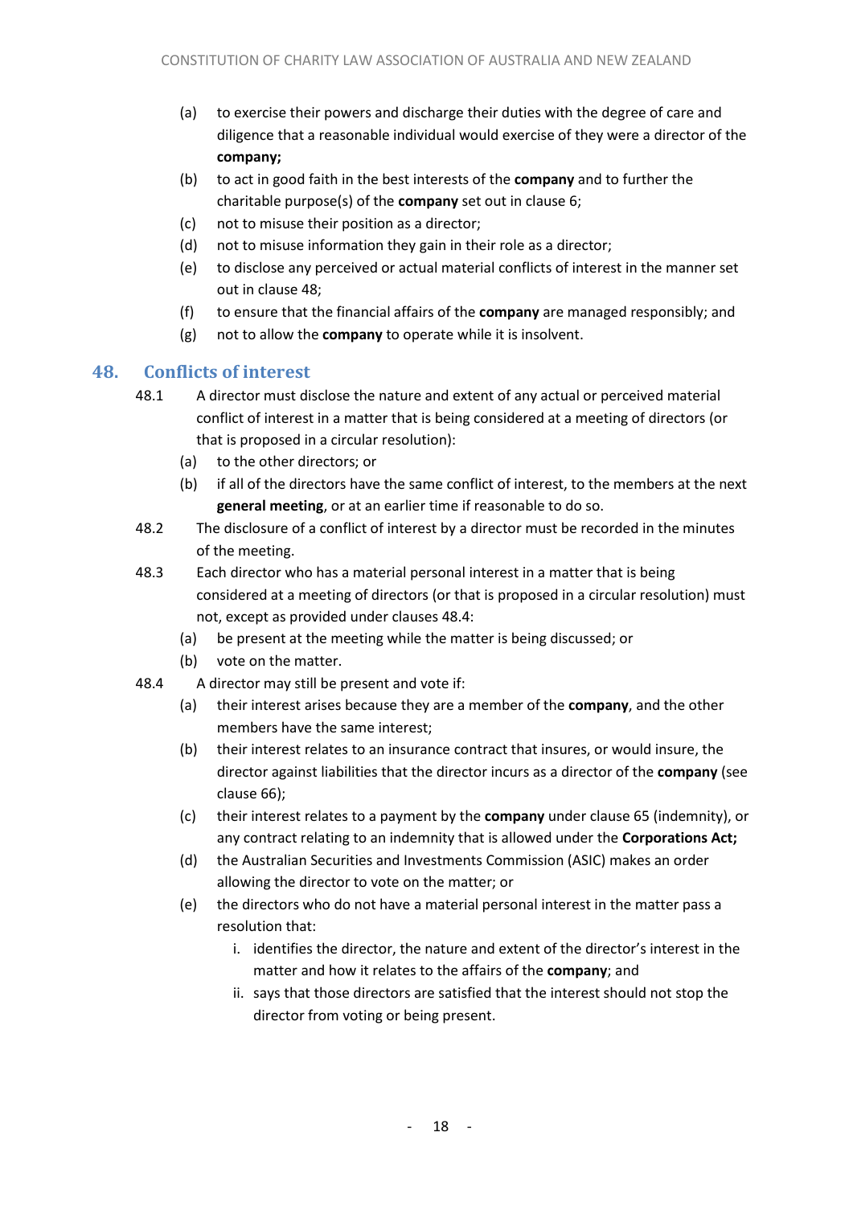(a) to exercise their powers and discharge their duties with the degree of care and diligence that a reasonable individual would exercise of they were a director of the **company;**

(b) to act in good faith in the best interests of the **company** and to further the charitable purpose(s) of the **company** set out in clause 6;

(c) not to misuse their position as a director;

(d) not to misuse information they gain in their role as a director;

(e) to disclose any perceived or actual material conflicts of interest in the manner set out in clause 48;

(f) to ensure that the financial affairs of the **company** are managed responsibly; and

(g) not to allow the **company** to operate while it is insolvent.

## 48. Conflicts of interest

48.1 A director must disclose the nature and extent of any actual or perceived material conflict of interest in a matter that is being considered at a meeting of directors (or that is proposed in a circular resolution):

(a) to the other directors; or

(b) if all of the directors have the same conflict of interest, to the members at the next **general meeting**, or at an earlier time if reasonable to do so.

48.2 The disclosure of a conflict of interest by a director must be recorded in the minutes of the meeting.

48.3 Each director who has a material personal interest in a matter that is being considered at a meeting of directors (or that is proposed in a circular resolution) must not, except as provided under clauses 48.4:

(a) be present at the meeting while the matter is being discussed; or

(b) vote on the matter.

48.4 A director may still be present and vote if:

(a) their interest arises because they are a member of the **company**, and the other members have the same interest;

(b) their interest relates to an insurance contract that insures, or would insure, the director against liabilities that the director incurs as a director of the **company** (see clause 66);

(c) their interest relates to a payment by the **company** under clause 65 (indemnity), or any contract relating to an indemnity that is allowed under the **Corporations Act;**

(d) the Australian Securities and Investments Commission (ASIC) makes an order allowing the director to vote on the matter; or

(e) the directors who do not have a material personal interest in the matter pass a resolution that:

i. identifies the director, the nature and extent of the director's interest in the matter and how it relates to the affairs of the **company**; and

ii. says that those directors are satisfied that the interest should not stop the director from voting or being present.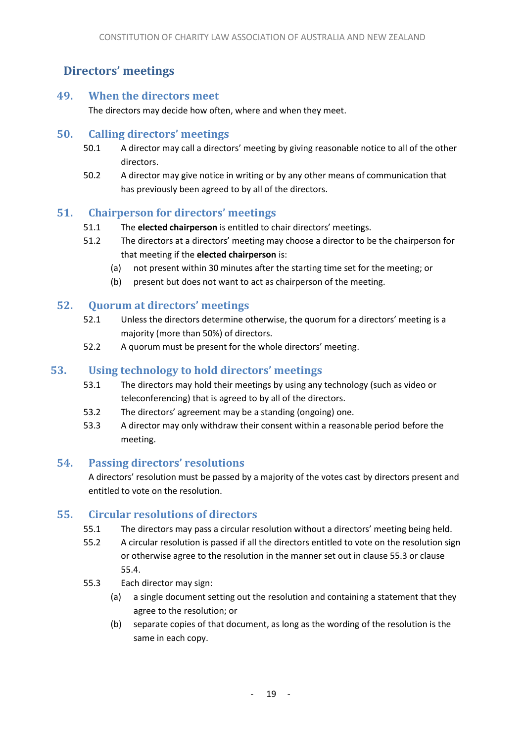## Directors' meetings

### 49. When the directors meet

The directors may decide how often, where and when they meet.

### 50. Calling directors' meetings

50.1 A director may call a directors' meeting by giving reasonable notice to all of the other directors.

50.2 A director may give notice in writing or by any other means of communication that has previously been agreed to by all of the directors.

### 51. Chairperson for directors' meetings

51.1 The **elected chairperson** is entitled to chair directors' meetings.

51.2 The directors at a directors' meeting may choose a director to be the chairperson for that meeting if the **elected chairperson** is:

(a) not present within 30 minutes after the starting time set for the meeting; or

(b) present but does not want to act as chairperson of the meeting.

### 52. Quorum at directors' meetings

52.1 Unless the directors determine otherwise, the quorum for a directors' meeting is a majority (more than 50%) of directors.

52.2 A quorum must be present for the whole directors' meeting.

### 53. Using technology to hold directors' meetings

53.1 The directors may hold their meetings by using any technology (such as video or teleconferencing) that is agreed to by all of the directors.

53.2 The directors' agreement may be a standing (ongoing) one.

53.3 A director may only withdraw their consent within a reasonable period before the meeting.

### 54. Passing directors' resolutions

A directors' resolution must be passed by a majority of the votes cast by directors present and entitled to vote on the resolution.

### 55. Circular resolutions of directors

55.1 The directors may pass a circular resolution without a directors' meeting being held.

55.2 A circular resolution is passed if all the directors entitled to vote on the resolution sign or otherwise agree to the resolution in the manner set out in clause 55.3 or clause 55.4.

55.3 Each director may sign:

(a) a single document setting out the resolution and containing a statement that they agree to the resolution; or

(b) separate copies of that document, as long as the wording of the resolution is the same in each copy.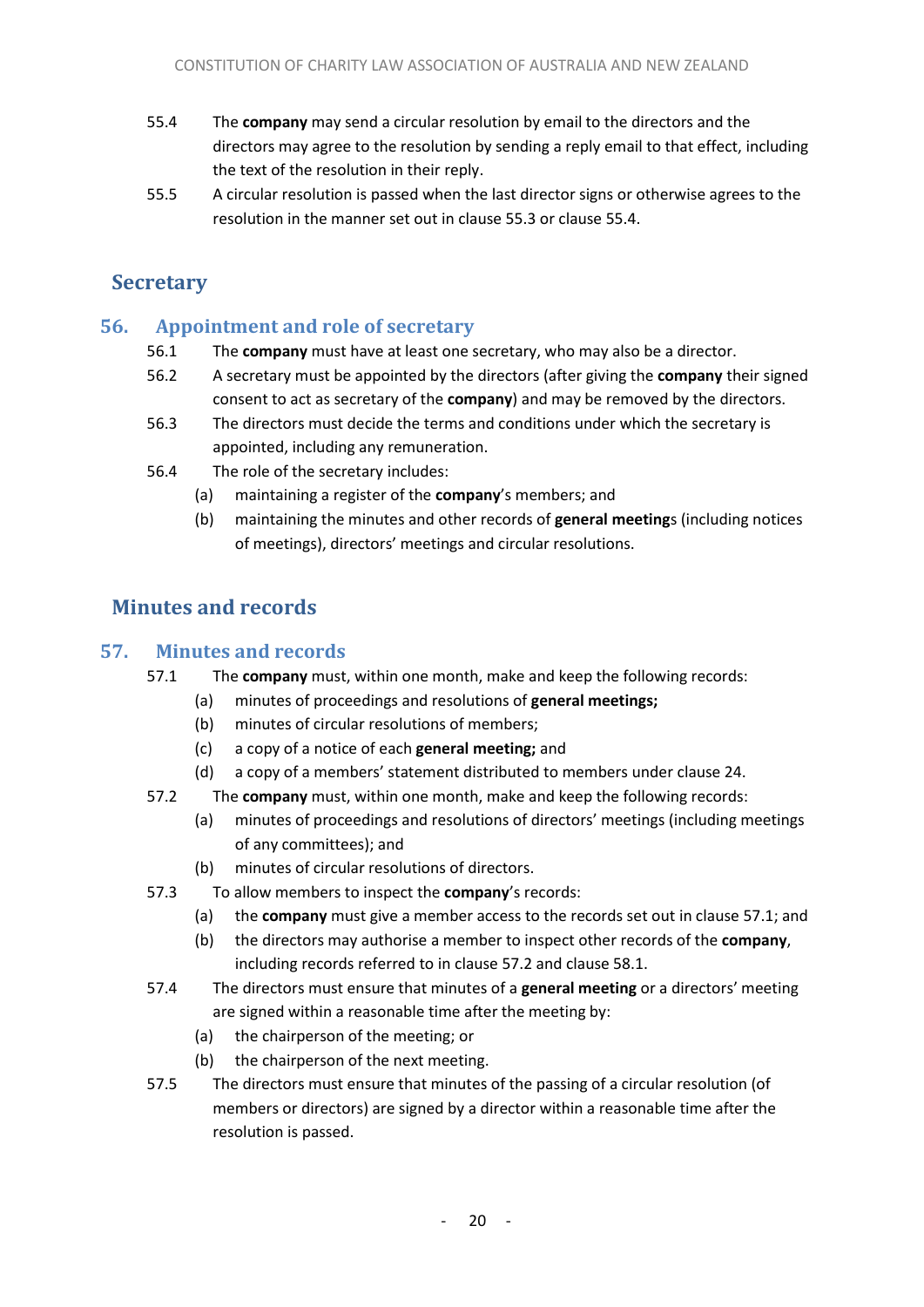55.4 The **company** may send a circular resolution by email to the directors and the directors may agree to the resolution by sending a reply email to that effect, including the text of the resolution in their reply.

55.5 A circular resolution is passed when the last director signs or otherwise agrees to the resolution in the manner set out in clause 55.3 or clause 55.4.

## Secretary

### 56. Appointment and role of secretary

56.1 The **company** must have at least one secretary, who may also be a director.

56.2 A secretary must be appointed by the directors (after giving the **company** their signed consent to act as secretary of the **company**) and may be removed by the directors.

56.3 The directors must decide the terms and conditions under which the secretary is appointed, including any remuneration.

56.4 The role of the secretary includes:

- (a) maintaining a register of the **company**'s members; and
- (b) maintaining the minutes and other records of **general meeting**s (including notices of meetings), directors' meetings and circular resolutions.

## Minutes and records

### 57. Minutes and records

57.1 The **company** must, within one month, make and keep the following records:

- (a) minutes of proceedings and resolutions of **general meetings;**
- (b) minutes of circular resolutions of members;
- (c) a copy of a notice of each **general meeting;** and
- (d) a copy of a members' statement distributed to members under clause 24.

57.2 The **company** must, within one month, make and keep the following records:

- (a) minutes of proceedings and resolutions of directors' meetings (including meetings of any committees); and
- (b) minutes of circular resolutions of directors.

57.3 To allow members to inspect the **company**'s records:

- (a) the **company** must give a member access to the records set out in clause 57.1; and
- (b) the directors may authorise a member to inspect other records of the **company**, including records referred to in clause 57.2 and clause 58.1.

57.4 The directors must ensure that minutes of a **general meeting** or a directors' meeting are signed within a reasonable time after the meeting by:

- (a) the chairperson of the meeting; or
- (b) the chairperson of the next meeting.

57.5 The directors must ensure that minutes of the passing of a circular resolution (of members or directors) are signed by a director within a reasonable time after the resolution is passed.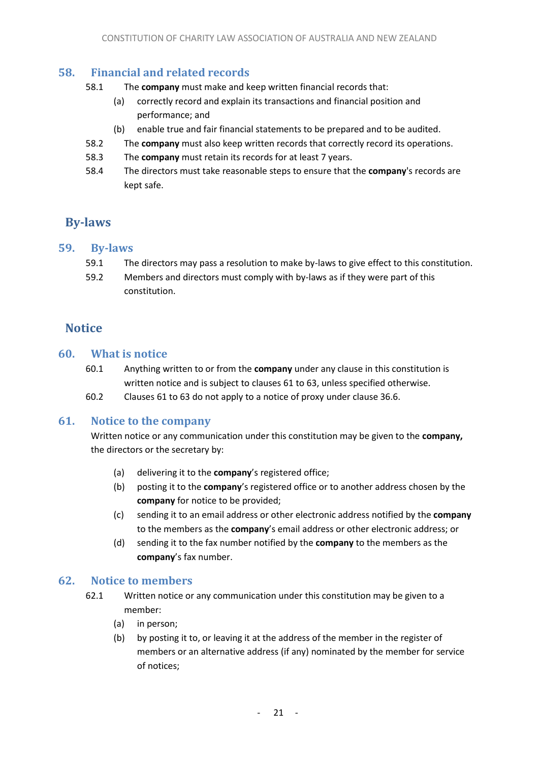## 58. Financial and related records

58.1 The **company** must make and keep written financial records that:

(a) correctly record and explain its transactions and financial position and performance; and

(b) enable true and fair financial statements to be prepared and to be audited.

58.2 The **company** must also keep written records that correctly record its operations.

58.3 The **company** must retain its records for at least 7 years.

58.4 The directors must take reasonable steps to ensure that the **company**'s records are kept safe.

# By-laws

## 59. By-laws

59.1 The directors may pass a resolution to make by-laws to give effect to this constitution.

59.2 Members and directors must comply with by-laws as if they were part of this constitution.

# Notice

## 60. What is notice

60.1 Anything written to or from the **company** under any clause in this constitution is written notice and is subject to clauses 61 to 63, unless specified otherwise.

60.2 Clauses 61 to 63 do not apply to a notice of proxy under clause 36.6.

## 61. Notice to the company

Written notice or any communication under this constitution may be given to the **company,** the directors or the secretary by:

(a) delivering it to the **company**'s registered office;

(b) posting it to the **company**'s registered office or to another address chosen by the **company** for notice to be provided;

(c) sending it to an email address or other electronic address notified by the **company** to the members as the **company**'s email address or other electronic address; or

(d) sending it to the fax number notified by the **company** to the members as the **company**'s fax number.

## 62. Notice to members

62.1 Written notice or any communication under this constitution may be given to a member:

(a) in person;

(b) by posting it to, or leaving it at the address of the member in the register of members or an alternative address (if any) nominated by the member for service of notices;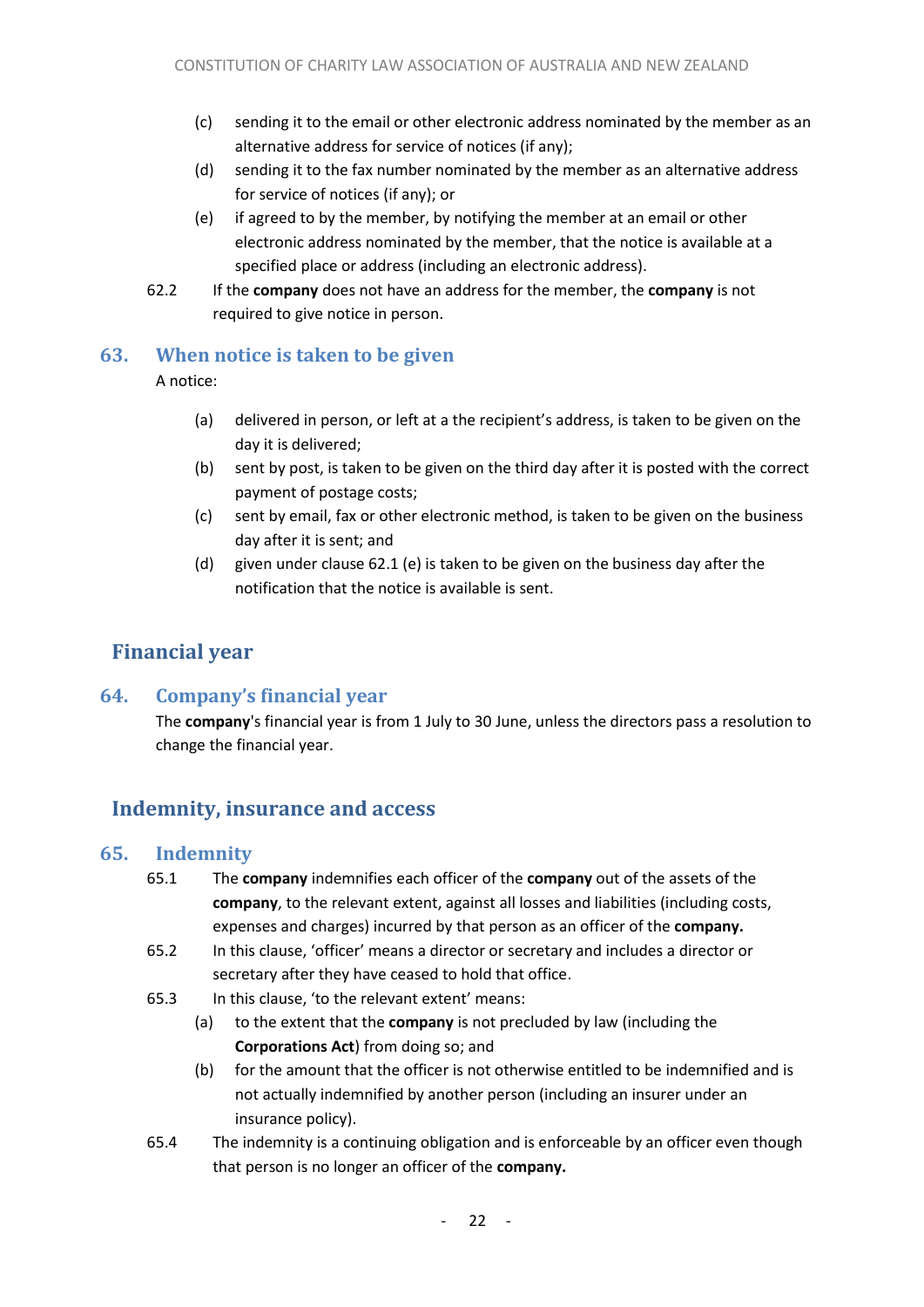(c) sending it to the email or other electronic address nominated by the member as an alternative address for service of notices (if any);

(d) sending it to the fax number nominated by the member as an alternative address for service of notices (if any); or

(e) if agreed to by the member, by notifying the member at an email or other electronic address nominated by the member, that the notice is available at a specified place or address (including an electronic address).

62.2 If the **company** does not have an address for the member, the **company** is not required to give notice in person.

## 63. When notice is taken to be given

A notice:

(a) delivered in person, or left at a the recipient's address, is taken to be given on the day it is delivered;

(b) sent by post, is taken to be given on the third day after it is posted with the correct payment of postage costs;

(c) sent by email, fax or other electronic method, is taken to be given on the business day after it is sent; and

(d) given under clause 62.1 (e) is taken to be given on the business day after the notification that the notice is available is sent.

# Financial year

## 64. Company's financial year

The **company**'s financial year is from 1 July to 30 June, unless the directors pass a resolution to change the financial year.

# Indemnity, insurance and access

## 65. Indemnity

65.1 The **company** indemnifies each officer of the **company** out of the assets of the **company**, to the relevant extent, against all losses and liabilities (including costs, expenses and charges) incurred by that person as an officer of the **company.**

65.2 In this clause, 'officer' means a director or secretary and includes a director or secretary after they have ceased to hold that office.

65.3 In this clause, 'to the relevant extent' means:

(a) to the extent that the **company** is not precluded by law (including the **Corporations Act**) from doing so; and

(b) for the amount that the officer is not otherwise entitled to be indemnified and is not actually indemnified by another person (including an insurer under an insurance policy).

65.4 The indemnity is a continuing obligation and is enforceable by an officer even though that person is no longer an officer of the **company.**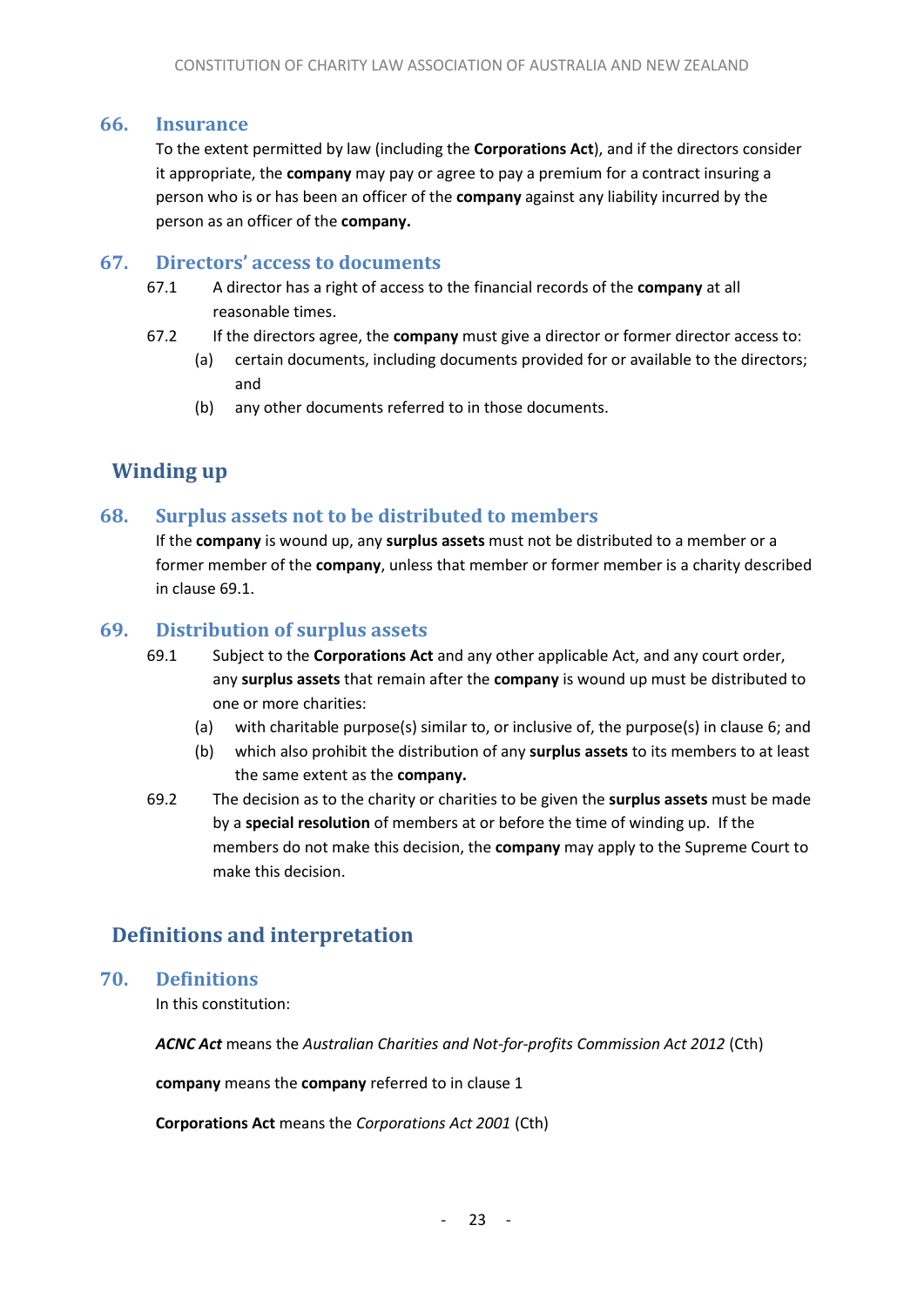## 66. Insurance

To the extent permitted by law (including the **Corporations Act**), and if the directors consider it appropriate, the **company** may pay or agree to pay a premium for a contract insuring a person who is or has been an officer of the **company** against any liability incurred by the person as an officer of the **company.**

## 67. Directors' access to documents

67.1 A director has a right of access to the financial records of the **company** at all reasonable times.

67.2 If the directors agree, the **company** must give a director or former director access to:

(a) certain documents, including documents provided for or available to the directors; and

(b) any other documents referred to in those documents.

# Winding up

## 68. Surplus assets not to be distributed to members

If the **company** is wound up, any **surplus assets** must not be distributed to a member or a former member of the **company**, unless that member or former member is a charity described in clause 69.1.

## 69. Distribution of surplus assets

69.1 Subject to the **Corporations Act** and any other applicable Act, and any court order, any **surplus assets** that remain after the **company** is wound up must be distributed to one or more charities:

(a) with charitable purpose(s) similar to, or inclusive of, the purpose(s) in clause 6; and

(b) which also prohibit the distribution of any **surplus assets** to its members to at least the same extent as the **company.**

69.2 The decision as to the charity or charities to be given the **surplus assets** must be made by a **special resolution** of members at or before the time of winding up. If the members do not make this decision, the **company** may apply to the Supreme Court to make this decision.

# Definitions and interpretation

## 70. Definitions

In this constitution:

***ACNC Act*** means the *Australian Charities and Not-for-profits Commission Act 2012* (Cth)

**company** means the **company** referred to in clause 1

**Corporations Act** means the *Corporations Act 2001* (Cth)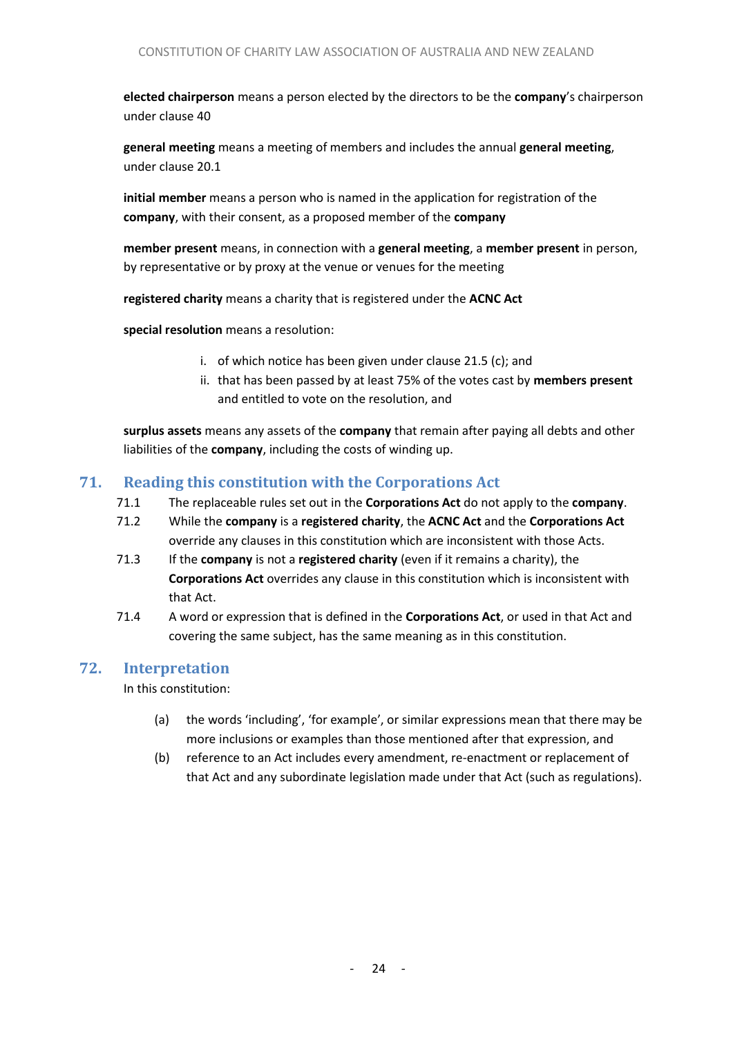**elected chairperson** means a person elected by the directors to be the **company**'s chairperson under clause 40

**general meeting** means a meeting of members and includes the annual **general meeting**, under clause 20.1

**initial member** means a person who is named in the application for registration of the **company**, with their consent, as a proposed member of the **company**

**member present** means, in connection with a **general meeting**, a **member present** in person, by representative or by proxy at the venue or venues for the meeting

**registered charity** means a charity that is registered under the **ACNC Act**

**special resolution** means a resolution:

i. of which notice has been given under clause 21.5 (c); and
ii. that has been passed by at least 75% of the votes cast by **members present** and entitled to vote on the resolution, and

**surplus assets** means any assets of the **company** that remain after paying all debts and other liabilities of the **company**, including the costs of winding up.

## 71. Reading this constitution with the Corporations Act

71.1 The replaceable rules set out in the **Corporations Act** do not apply to the **company**.

71.2 While the **company** is a **registered charity**, the **ACNC Act** and the **Corporations Act** override any clauses in this constitution which are inconsistent with those Acts.

71.3 If the **company** is not a **registered charity** (even if it remains a charity), the **Corporations Act** overrides any clause in this constitution which is inconsistent with that Act.

71.4 A word or expression that is defined in the **Corporations Act**, or used in that Act and covering the same subject, has the same meaning as in this constitution.

## 72. Interpretation

In this constitution:

(a) the words 'including', 'for example', or similar expressions mean that there may be more inclusions or examples than those mentioned after that expression, and

(b) reference to an Act includes every amendment, re-enactment or replacement of that Act and any subordinate legislation made under that Act (such as regulations).